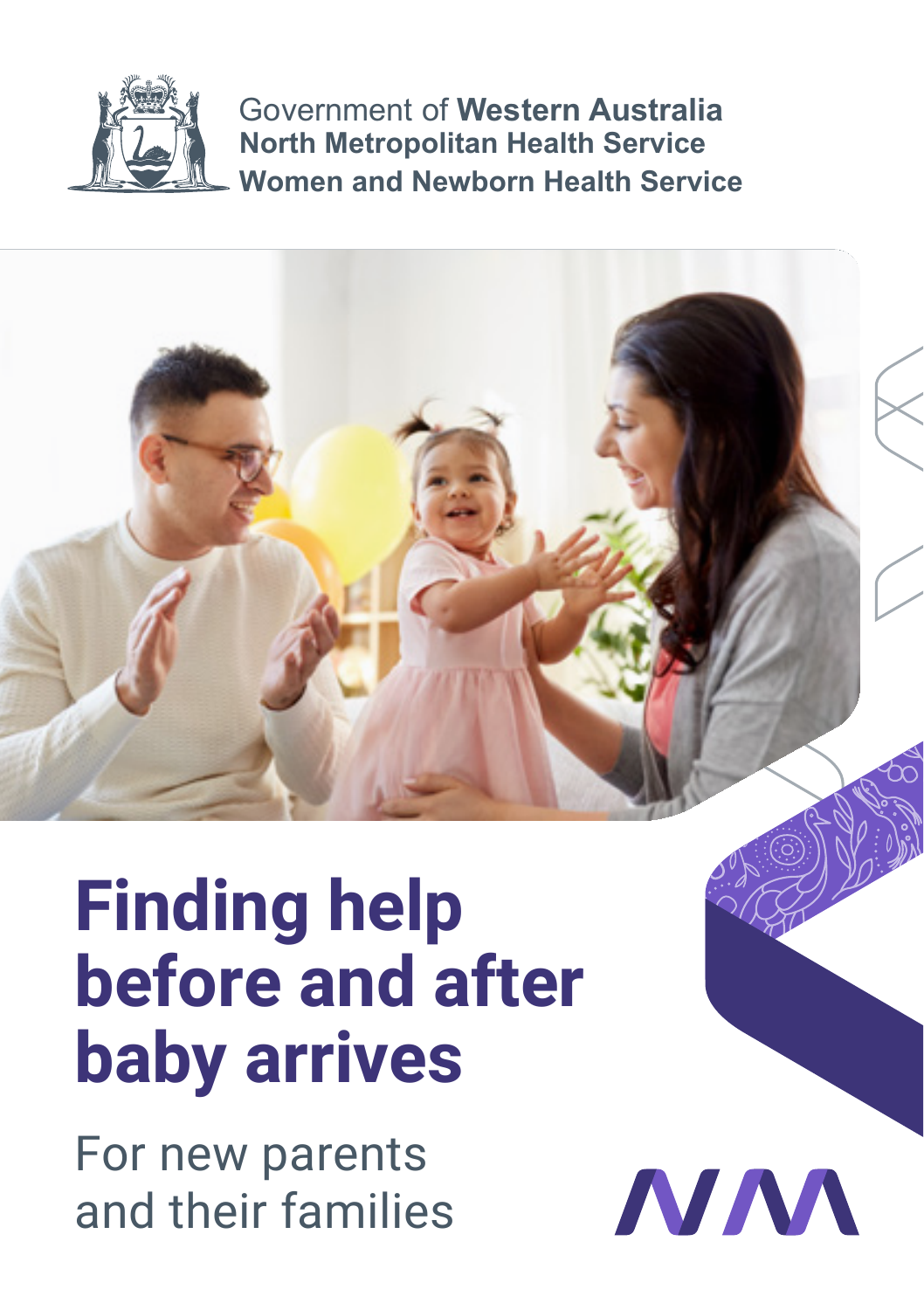Government of **Western Australia**
**North Metropolitan Health Service**
**Women and Newborn Health Service**

# Finding help before and after baby arrives

For new parents and their families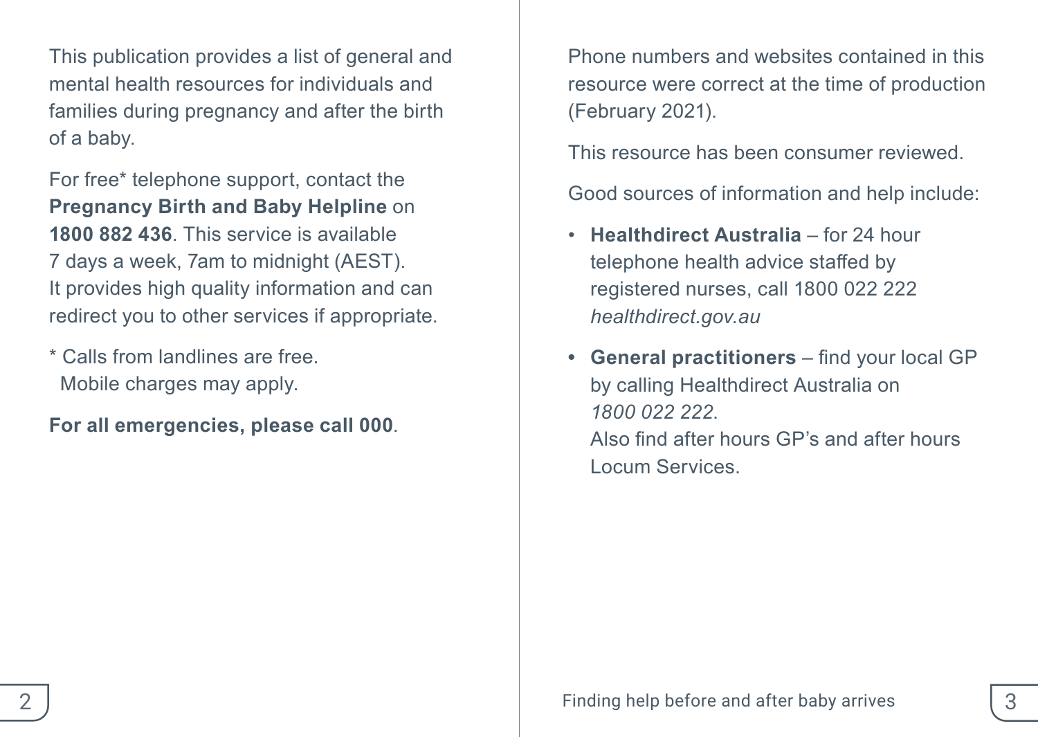This publication provides a list of general and mental health resources for individuals and families during pregnancy and after the birth of a baby.

For free* telephone support, contact the **Pregnancy Birth and Baby Helpline** on **1800 882 436**. This service is available 7 days a week, 7am to midnight (AEST). It provides high quality information and can redirect you to other services if appropriate.

* Calls from landlines are free.
  Mobile charges may apply.

**For all emergencies, please call 000**.

Phone numbers and websites contained in this resource were correct at the time of production (February 2021).

This resource has been consumer reviewed.

Good sources of information and help include:

- **Healthdirect Australia** – for 24 hour telephone health advice staffed by registered nurses, call 1800 022 222 *healthdirect.gov.au*
- **General practitioners** – find your local GP by calling Healthdirect Australia on *1800 022 222*.
  Also find after hours GP's and after hours Locum Services.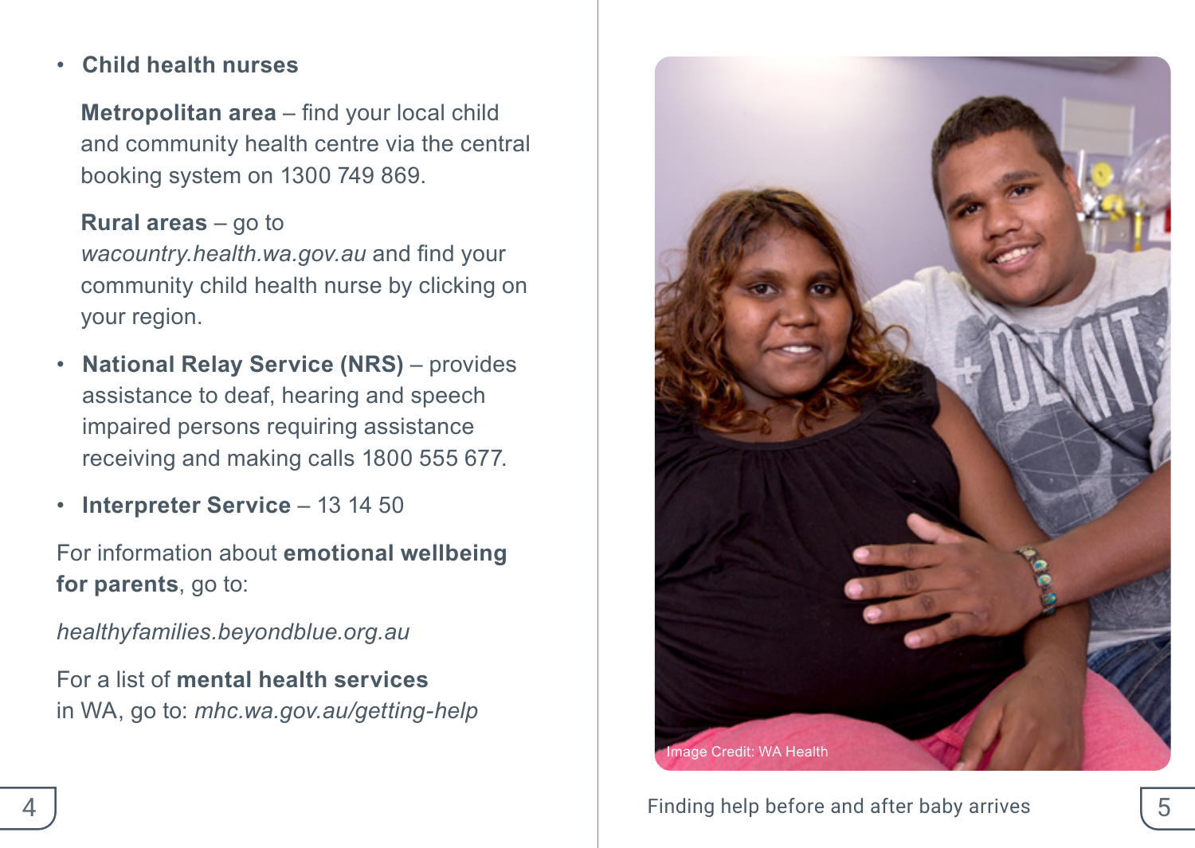- **Child health nurses**

  **Metropolitan area** – find your local child and community health centre via the central booking system on 1300 749 869.

  **Rural areas** – go to *wacountry.health.wa.gov.au* and find your community child health nurse by clicking on your region.

- **National Relay Service (NRS)** – provides assistance to deaf, hearing and speech impaired persons requiring assistance receiving and making calls 1800 555 677.

- **Interpreter Service** – 13 14 50

For information about **emotional wellbeing for parents**, go to:

*healthyfamilies.beyondblue.org.au*

For a list of **mental health services** in WA, go to: *mhc.wa.gov.au/getting-help*

Image Credit: WA Health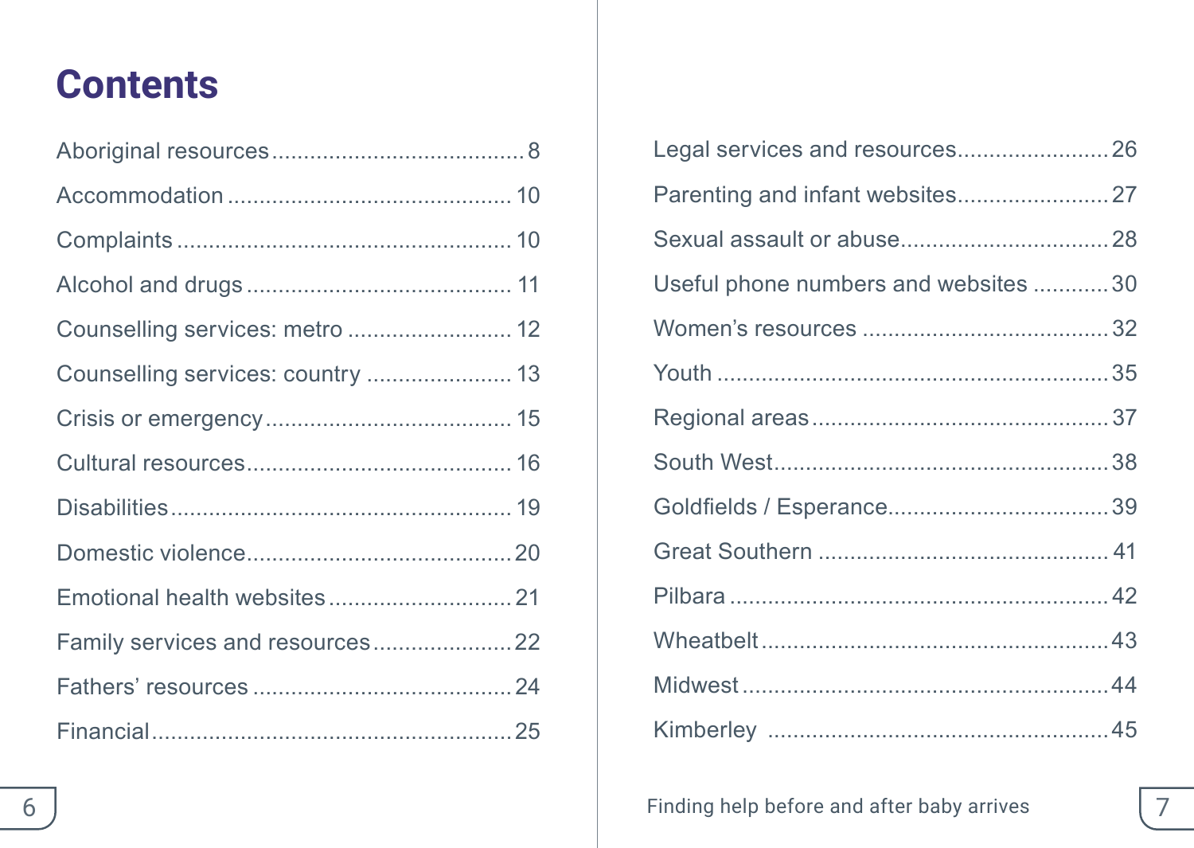# Contents

| | |
|---|---|
| Aboriginal resources | 8 |
| Accommodation | 10 |
| Complaints | 10 |
| Alcohol and drugs | 11 |
| Counselling services: metro | 12 |
| Counselling services: country | 13 |
| Crisis or emergency | 15 |
| Cultural resources | 16 |
| Disabilities | 19 |
| Domestic violence | 20 |
| Emotional health websites | 21 |
| Family services and resources | 22 |
| Fathers' resources | 24 |
| Financial | 25 |
| Legal services and resources | 26 |
| Parenting and infant websites | 27 |
| Sexual assault or abuse | 28 |
| Useful phone numbers and websites | 30 |
| Women's resources | 32 |
| Youth | 35 |
| Regional areas | 37 |
| South West | 38 |
| Goldfields / Esperance | 39 |
| Great Southern | 41 |
| Pilbara | 42 |
| Wheatbelt | 43 |
| Midwest | 44 |
| Kimberley | 45 |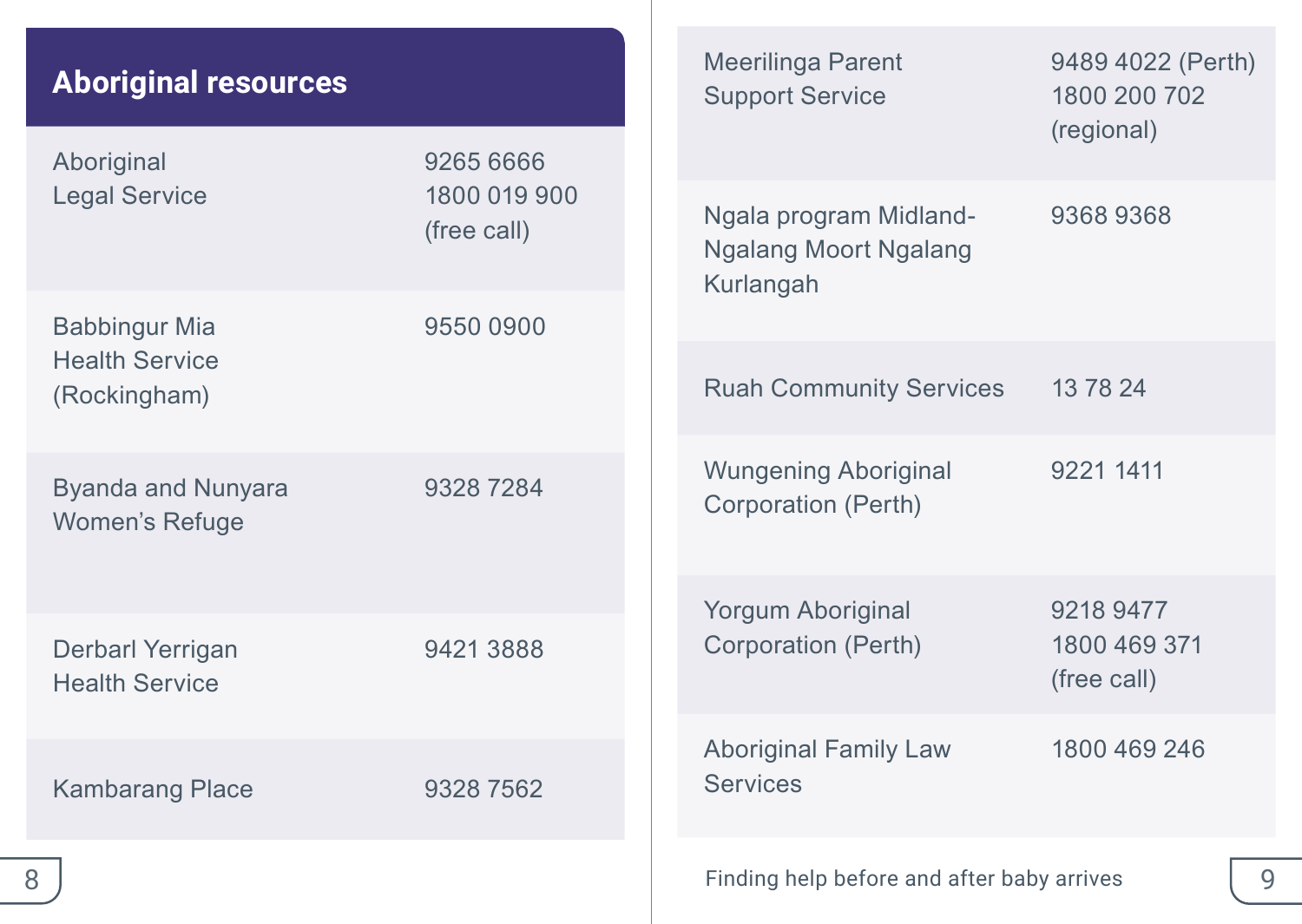## Aboriginal resources

| Service | Phone |
|---|---|
| Aboriginal Legal Service | 9265 6666<br>1800 019 900 (free call) |
| Babbingur Mia Health Service (Rockingham) | 9550 0900 |
| Byanda and Nunyara Women's Refuge | 9328 7284 |
| Derbarl Yerrigan Health Service | 9421 3888 |
| Kambarang Place | 9328 7562 |
| Meerilinga Parent Support Service | 9489 4022 (Perth)<br>1800 200 702 (regional) |
| Ngala program Midland-Ngalang Moort Ngalang Kurlangah | 9368 9368 |
| Ruah Community Services | 13 78 24 |
| Wungening Aboriginal Corporation (Perth) | 9221 1411 |
| Yorgum Aboriginal Corporation (Perth) | 9218 9477<br>1800 469 371 (free call) |
| Aboriginal Family Law Services | 1800 469 246 |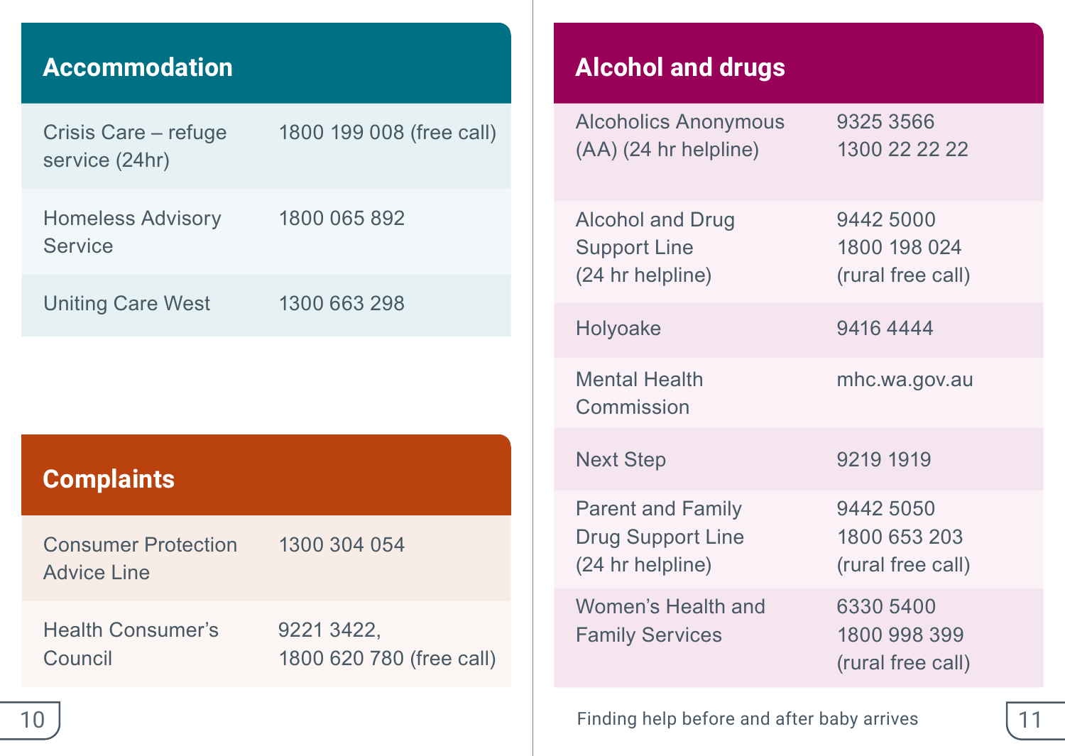## Accommodation

| | |
|---|---|
| Crisis Care – refuge service (24hr) | 1800 199 008 (free call) |
| Homeless Advisory Service | 1800 065 892 |
| Uniting Care West | 1300 663 298 |

## Complaints

| | |
|---|---|
| Consumer Protection Advice Line | 1300 304 054 |
| Health Consumer's Council | 9221 3422, 1800 620 780 (free call) |

## Alcohol and drugs

| | |
|---|---|
| Alcoholics Anonymous (AA) (24 hr helpline) | 9325 3566 1300 22 22 22 |
| Alcohol and Drug Support Line (24 hr helpline) | 9442 5000 1800 198 024 (rural free call) |
| Holyoake | 9416 4444 |
| Mental Health Commission | mhc.wa.gov.au |
| Next Step | 9219 1919 |
| Parent and Family Drug Support Line (24 hr helpline) | 9442 5050 1800 653 203 (rural free call) |
| Women's Health and Family Services | 6330 5400 1800 998 399 (rural free call) |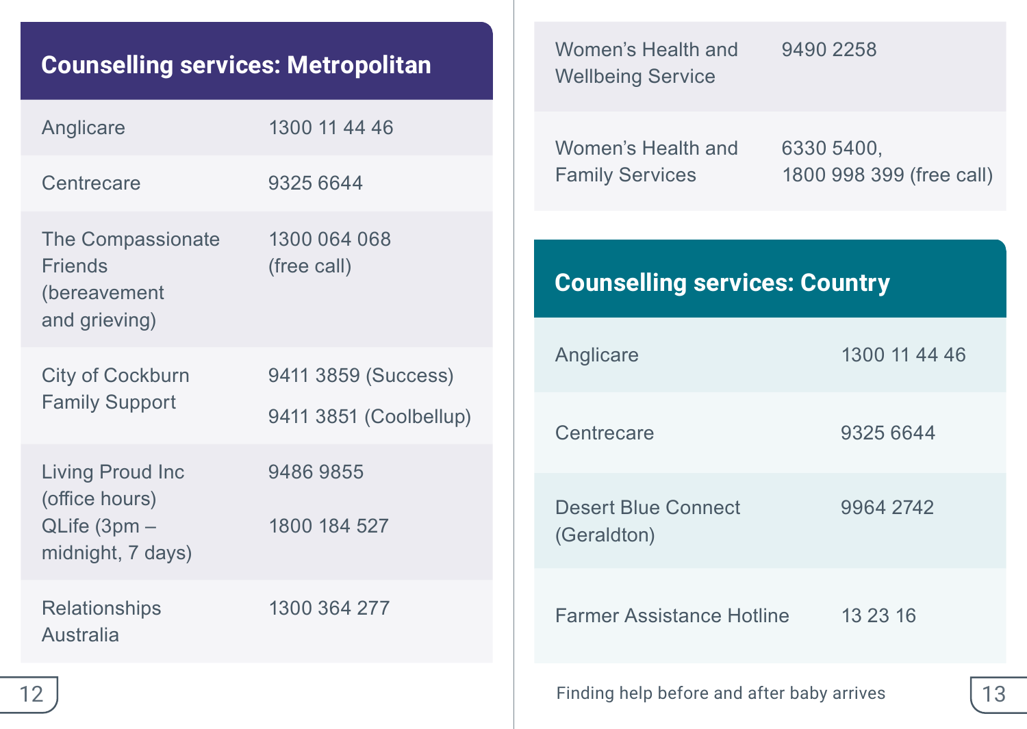## Counselling services: Metropolitan

| Service | Phone |
|---|---|
| Anglicare | 1300 11 44 46 |
| Centrecare | 9325 6644 |
| The Compassionate Friends (bereavement and grieving) | 1300 064 068 (free call) |
| City of Cockburn Family Support | 9411 3859 (Success)<br>9411 3851 (Coolbellup) |
| Living Proud Inc (office hours)<br>QLife (3pm – midnight, 7 days) | 9486 9855<br>1800 184 527 |
| Relationships Australia | 1300 364 277 |
| Women's Health and Wellbeing Service | 9490 2258 |
| Women's Health and Family Services | 6330 5400,<br>1800 998 399 (free call) |

## Counselling services: Country

| Service | Phone |
|---|---|
| Anglicare | 1300 11 44 46 |
| Centrecare | 9325 6644 |
| Desert Blue Connect (Geraldton) | 9964 2742 |
| Farmer Assistance Hotline | 13 23 16 |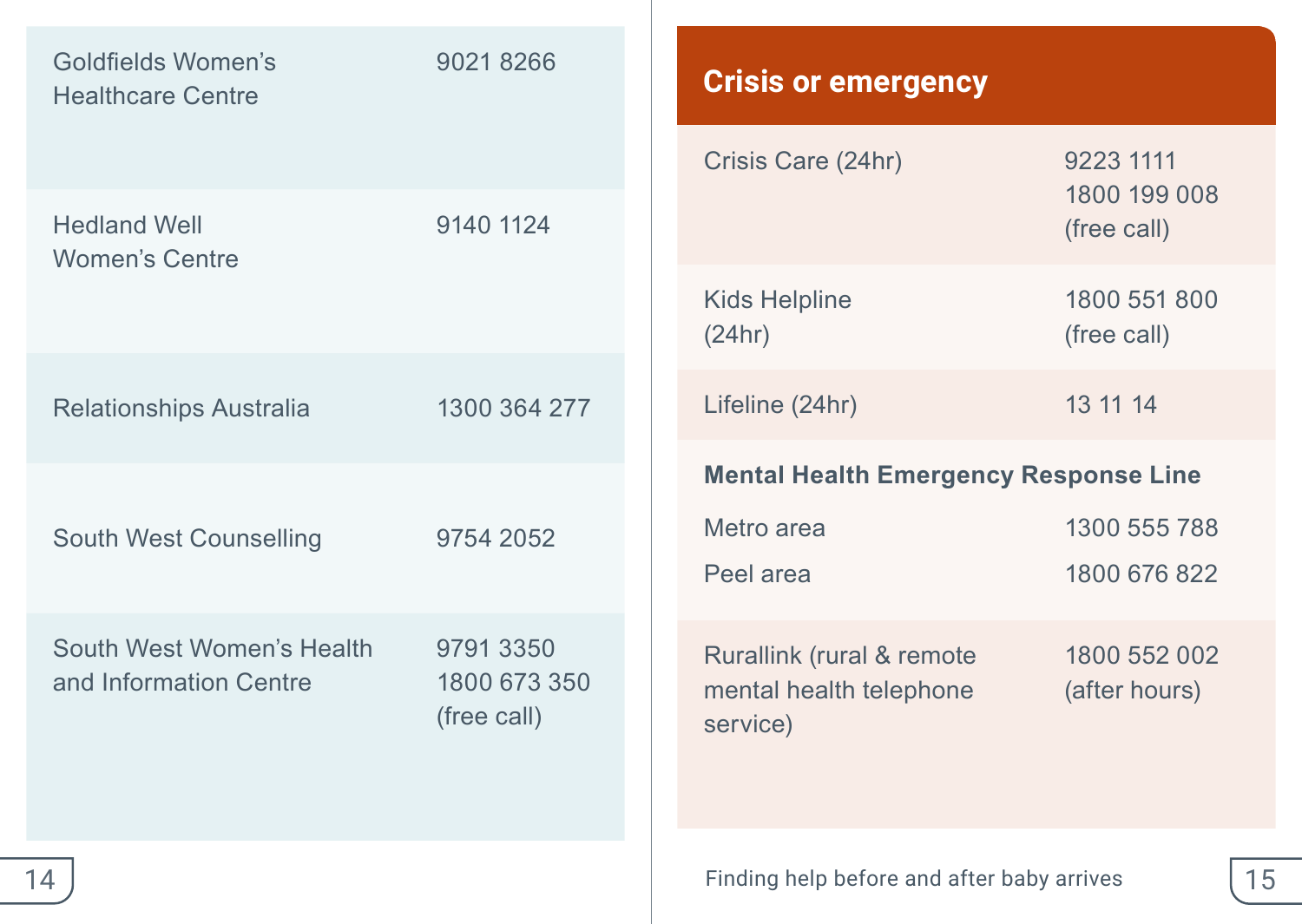| | |
|---|---|
| Goldfields Women's Healthcare Centre | 9021 8266 |
| Hedland Well Women's Centre | 9140 1124 |
| Relationships Australia | 1300 364 277 |
| South West Counselling | 9754 2052 |
| South West Women's Health and Information Centre | 9791 3350<br>1800 673 350<br>(free call) |

## Crisis or emergency

| | |
|---|---|
| Crisis Care (24hr) | 9223 1111<br>1800 199 008<br>(free call) |
| Kids Helpline (24hr) | 1800 551 800<br>(free call) |
| Lifeline (24hr) | 13 11 14 |
| **Mental Health Emergency Response Line** | |
| Metro area | 1300 555 788 |
| Peel area | 1800 676 822 |
| Rurallink (rural & remote mental health telephone service) | 1800 552 002<br>(after hours) |

Finding help before and after baby arrives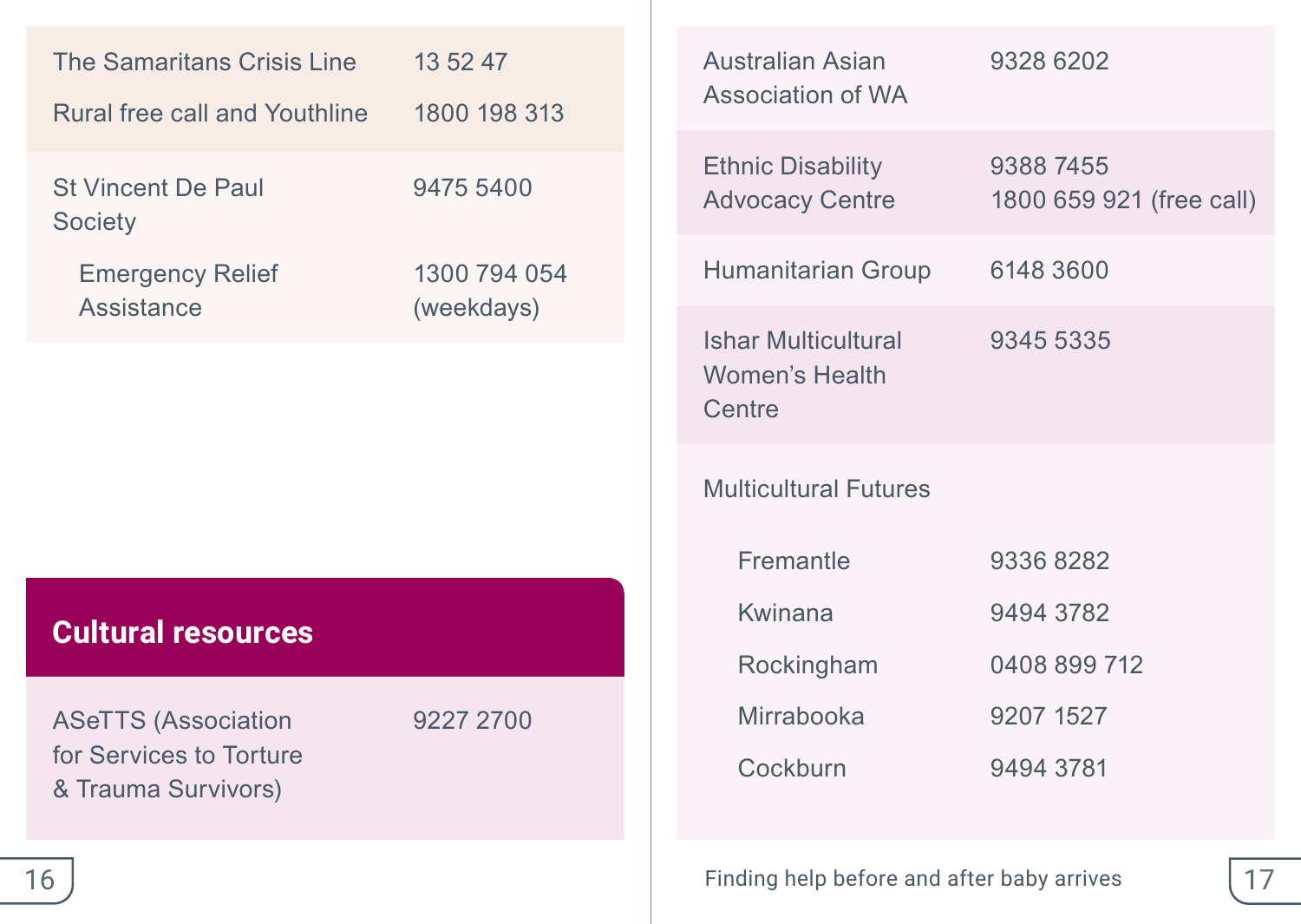| | |
|---|---|
| The Samaritans Crisis Line | 13 52 47 |
| Rural free call and Youthline | 1800 198 313 |
| St Vincent De Paul Society | 9475 5400 |
| Emergency Relief Assistance | 1300 794 054 (weekdays) |

## Cultural resources

| | |
|---|---|
| ASeTTS (Association for Services to Torture & Trauma Survivors) | 9227 2700 |
| Australian Asian Association of WA | 9328 6202 |
| Ethnic Disability Advocacy Centre | 9388 7455<br>1800 659 921 (free call) |
| Humanitarian Group | 6148 3600 |
| Ishar Multicultural Women's Health Centre | 9345 5335 |
| Multicultural Futures | |
| Fremantle | 9336 8282 |
| Kwinana | 9494 3782 |
| Rockingham | 0408 899 712 |
| Mirrabooka | 9207 1527 |
| Cockburn | 9494 3781 |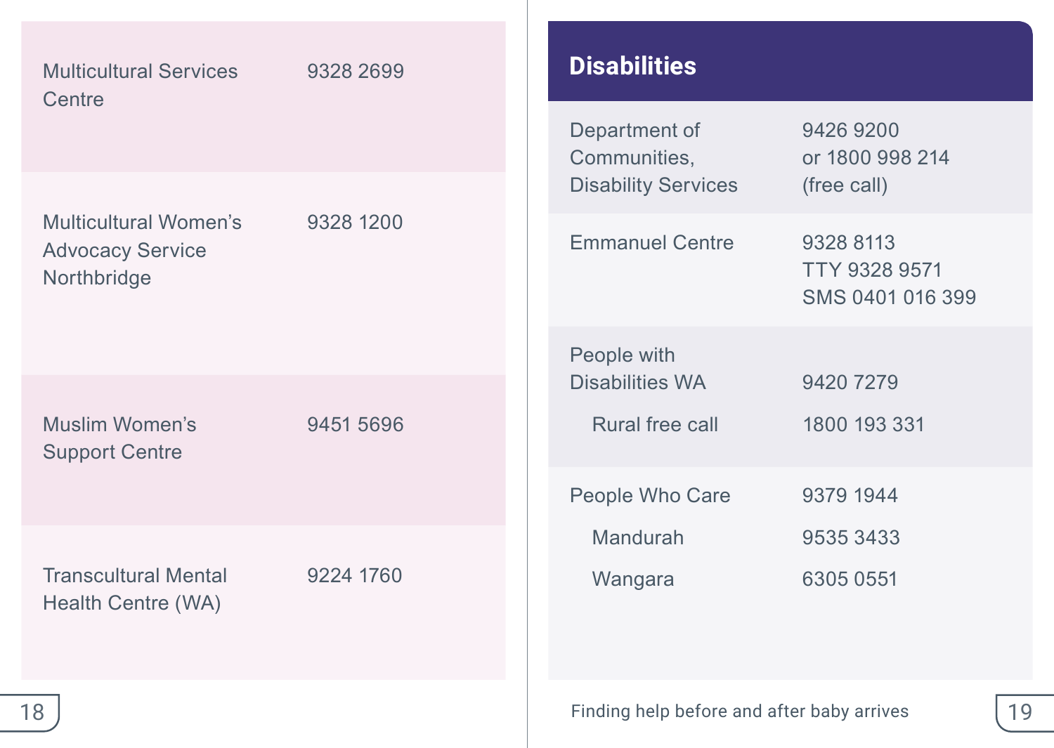| | |
|---|---|
| Multicultural Services Centre | 9328 2699 |
| Multicultural Women's Advocacy Service Northbridge | 9328 1200 |
| Muslim Women's Support Centre | 9451 5696 |
| Transcultural Mental Health Centre (WA) | 9224 1760 |

## Disabilities

| | |
|---|---|
| Department of Communities, Disability Services | 9426 9200 or 1800 998 214 (free call) |
| Emmanuel Centre | 9328 8113<br>TTY 9328 9571<br>SMS 0401 016 399 |
| People with Disabilities WA | 9420 7279 |
| Rural free call | 1800 193 331 |
| People Who Care | 9379 1944 |
| Mandurah | 9535 3433 |
| Wangara | 6305 0551 |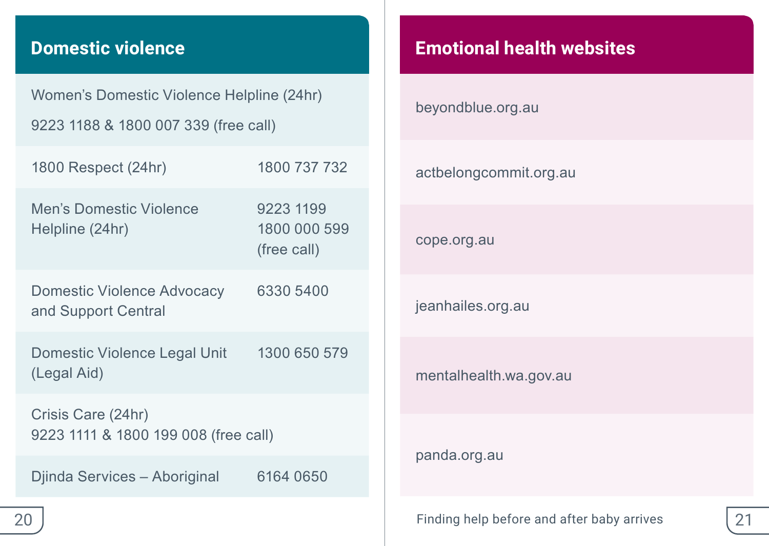## Domestic violence

| Service | Phone |
|---|---|
| Women's Domestic Violence Helpline (24hr) | 9223 1188 & 1800 007 339 (free call) |
| 1800 Respect (24hr) | 1800 737 732 |
| Men's Domestic Violence Helpline (24hr) | 9223 1199<br>1800 000 599 (free call) |
| Domestic Violence Advocacy and Support Central | 6330 5400 |
| Domestic Violence Legal Unit (Legal Aid) | 1300 650 579 |
| Crisis Care (24hr) | 9223 1111 & 1800 199 008 (free call) |
| Djinda Services – Aboriginal | 6164 0650 |

## Emotional health websites

- beyondblue.org.au
- actbelongcommit.org.au
- cope.org.au
- jeanhailes.org.au
- mentalhealth.wa.gov.au
- panda.org.au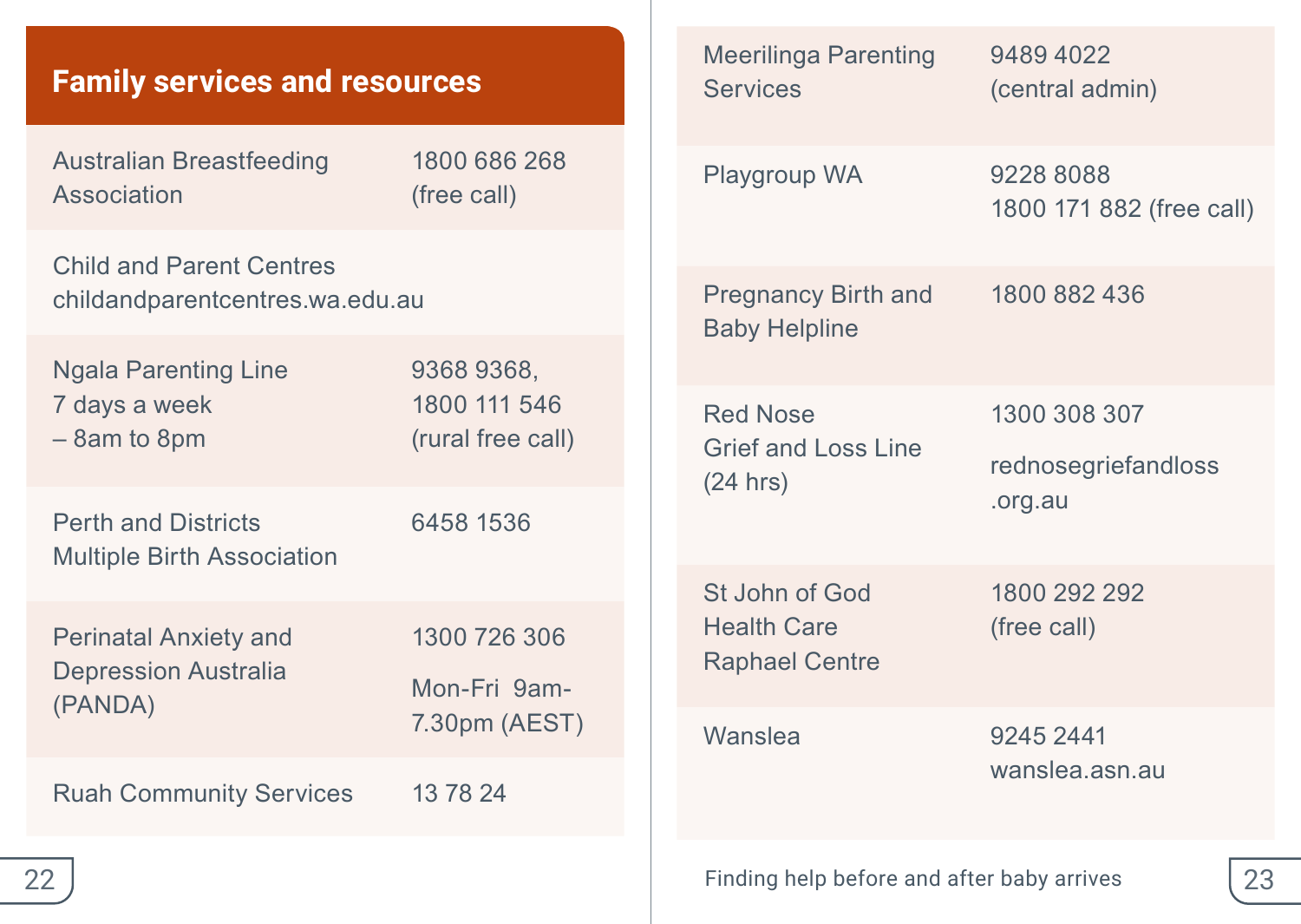## Family services and resources

| Service | Contact |
| --- | --- |
| Australian Breastfeeding Association | 1800 686 268 (free call) |
| Child and Parent Centres childandparentcentres.wa.edu.au | |
| Ngala Parenting Line 7 days a week – 8am to 8pm | 9368 9368, 1800 111 546 (rural free call) |
| Perth and Districts Multiple Birth Association | 6458 1536 |
| Perinatal Anxiety and Depression Australia (PANDA) | 1300 726 306 Mon-Fri 9am-7.30pm (AEST) |
| Ruah Community Services | 13 78 24 |
| Meerilinga Parenting Services | 9489 4022 (central admin) |
| Playgroup WA | 9228 8088 1800 171 882 (free call) |
| Pregnancy Birth and Baby Helpline | 1800 882 436 |
| Red Nose Grief and Loss Line (24 hrs) | 1300 308 307 rednosegriefandloss.org.au |
| St John of God Health Care Raphael Centre | 1800 292 292 (free call) |
| Wanslea | 9245 2441 wanslea.asn.au |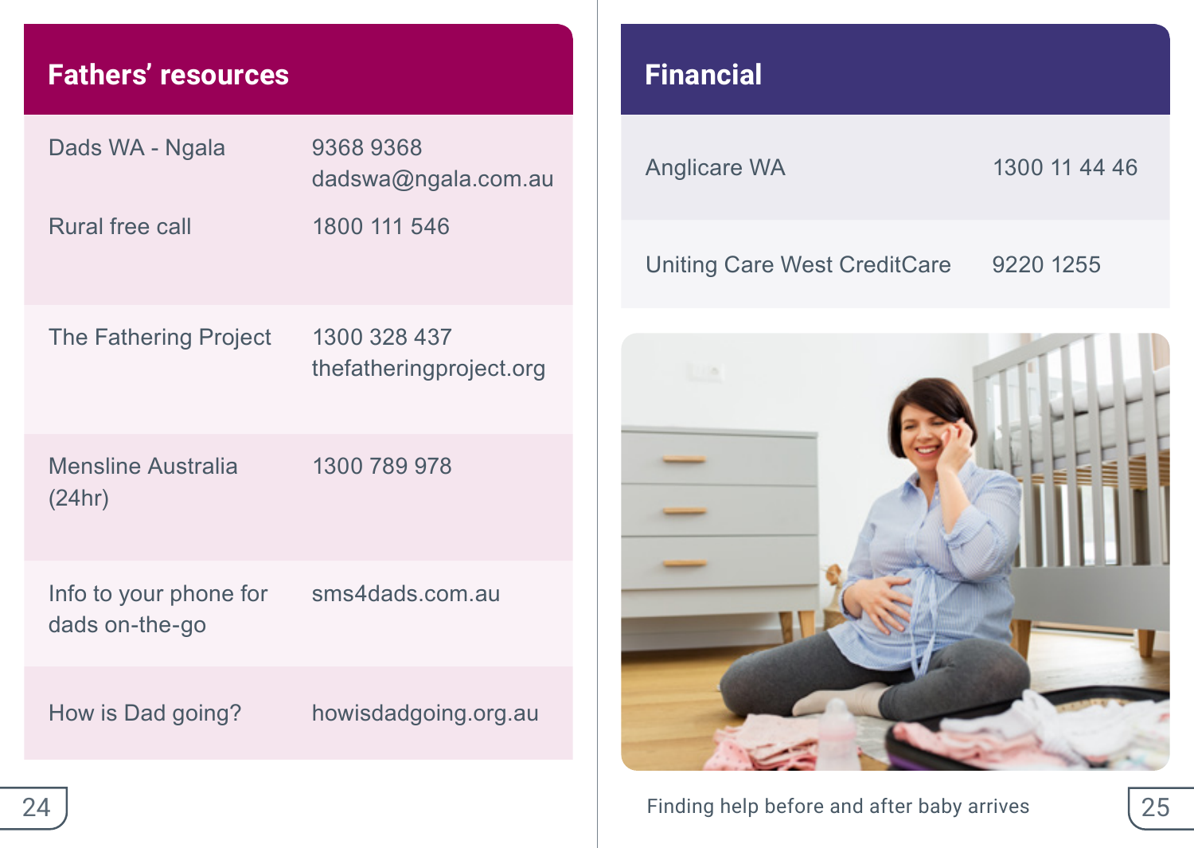## Fathers' resources

| | |
|---|---|
| Dads WA - Ngala | 9368 9368<br>dadswa@ngala.com.au |
| Rural free call | 1800 111 546 |
| The Fathering Project | 1300 328 437<br>thefatheringproject.org |
| Mensline Australia (24hr) | 1300 789 978 |
| Info to your phone for dads on-the-go | sms4dads.com.au |
| How is Dad going? | howisdadgoing.org.au |

## Financial

| | |
|---|---|
| Anglicare WA | 1300 11 44 46 |
| Uniting Care West CreditCare | 9220 1255 |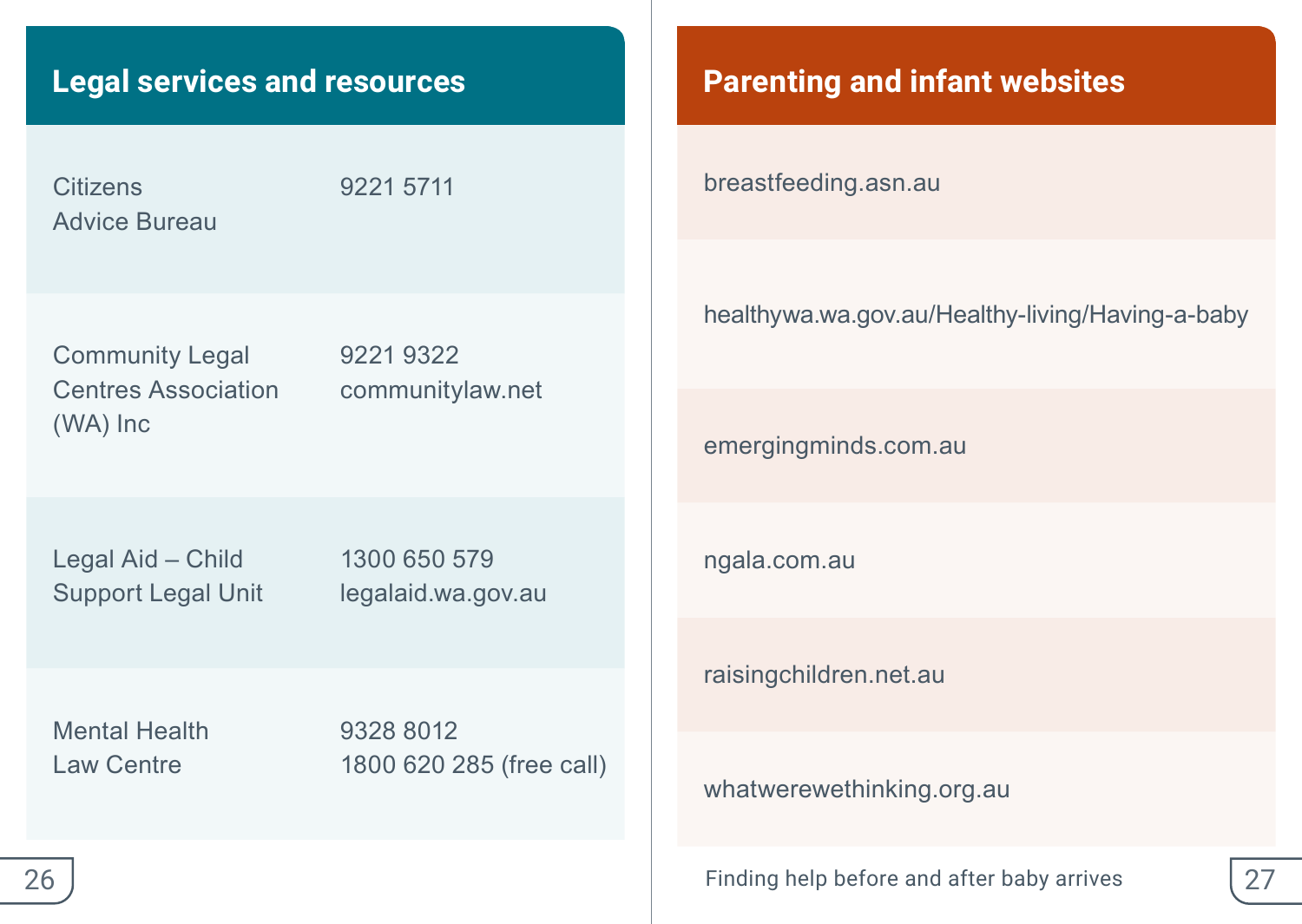## Legal services and resources

| Service | Contact |
| --- | --- |
| Citizens Advice Bureau | 9221 5711 |
| Community Legal Centres Association (WA) Inc | 9221 9322<br>communitylaw.net |
| Legal Aid – Child Support Legal Unit | 1300 650 579<br>legalaid.wa.gov.au |
| Mental Health Law Centre | 9328 8012<br>1800 620 285 (free call) |

## Parenting and infant websites

- breastfeeding.asn.au
- healthywa.wa.gov.au/Healthy-living/Having-a-baby
- emergingminds.com.au
- ngala.com.au
- raisingchildren.net.au
- whatwerewethinking.org.au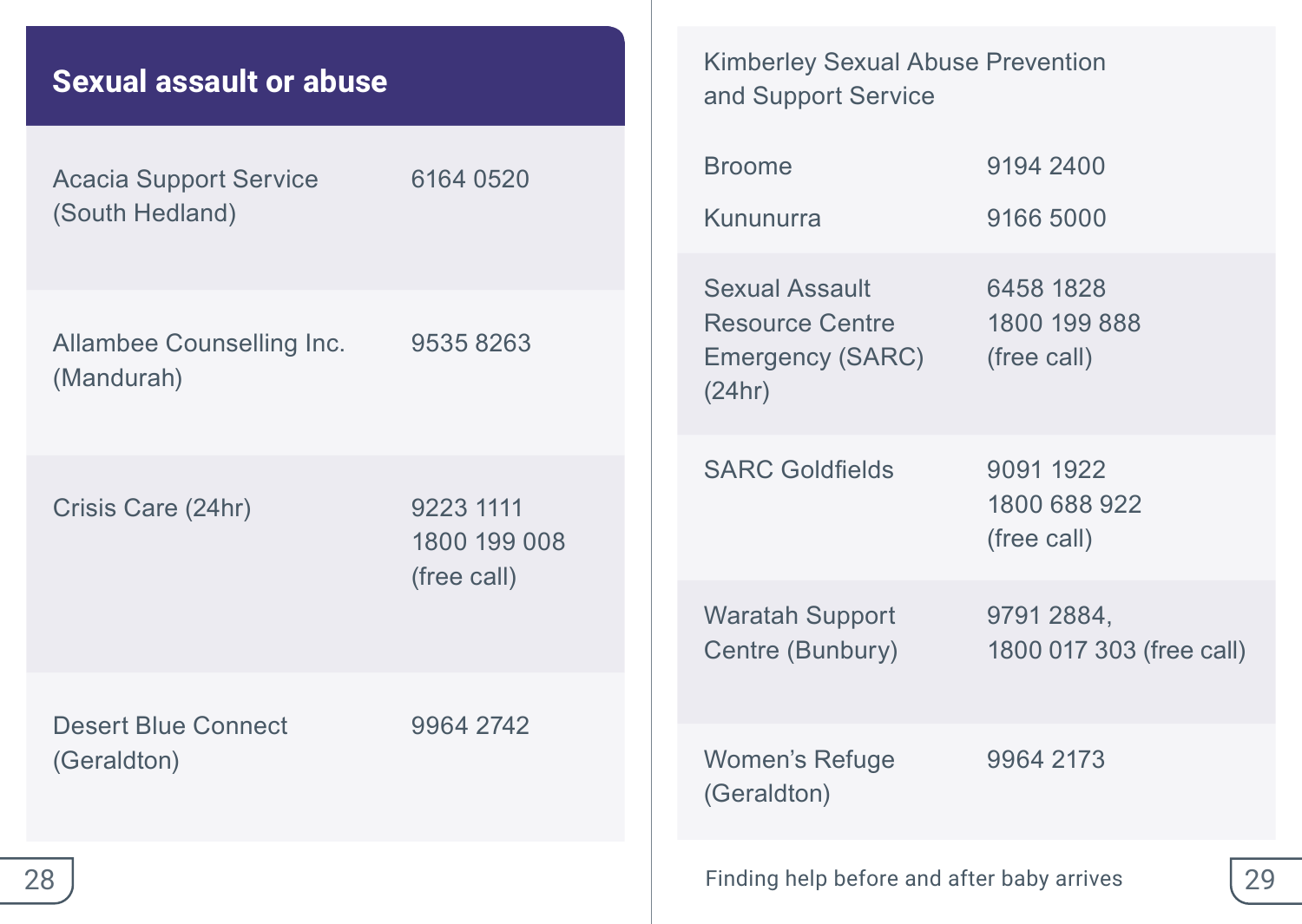## Sexual assault or abuse

| Service | Phone |
| --- | --- |
| Acacia Support Service (South Hedland) | 6164 0520 |
| Allambee Counselling Inc. (Mandurah) | 9535 8263 |
| Crisis Care (24hr) | 9223 1111<br>1800 199 008 (free call) |
| Desert Blue Connect (Geraldton) | 9964 2742 |
| Kimberley Sexual Abuse Prevention and Support Service | |
| Broome | 9194 2400 |
| Kununurra | 9166 5000 |
| Sexual Assault Resource Centre Emergency (SARC) (24hr) | 6458 1828<br>1800 199 888 (free call) |
| SARC Goldfields | 9091 1922<br>1800 688 922 (free call) |
| Waratah Support Centre (Bunbury) | 9791 2884,<br>1800 017 303 (free call) |
| Women's Refuge (Geraldton) | 9964 2173 |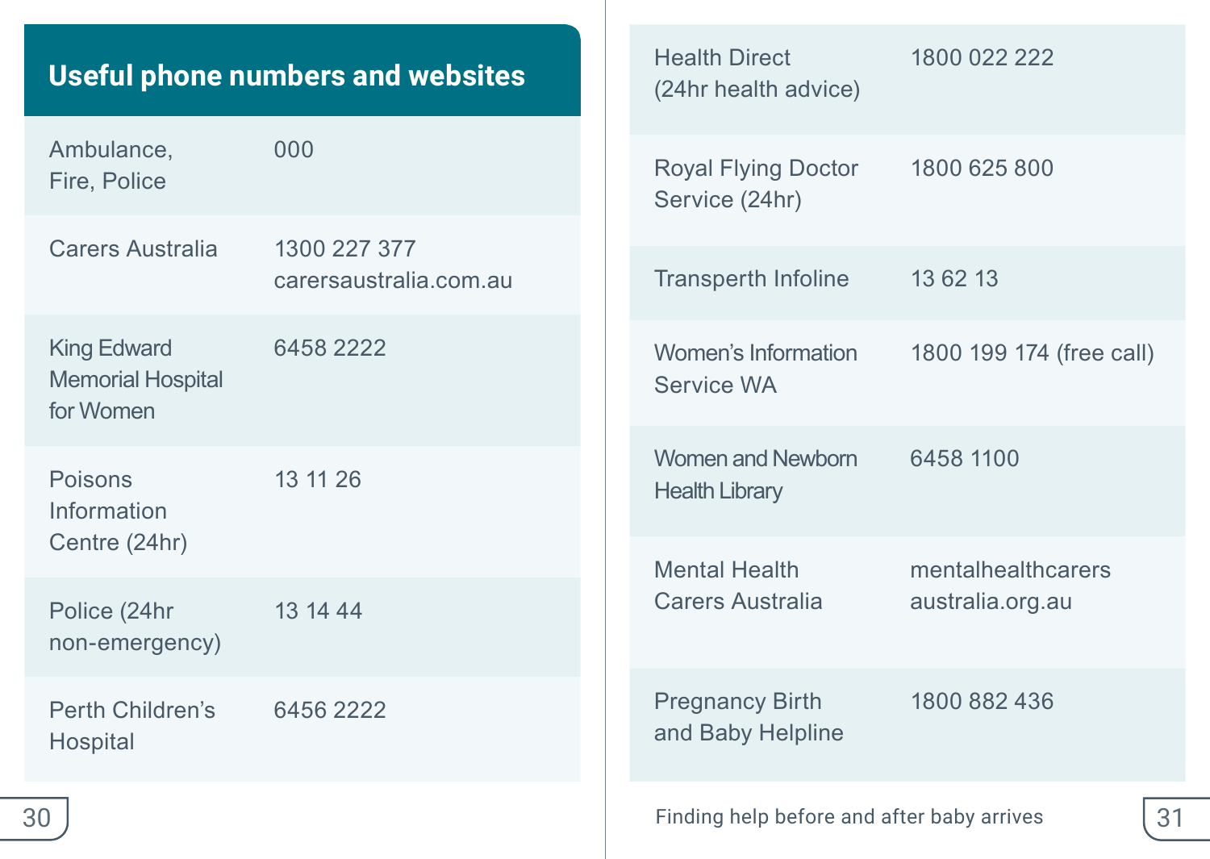## Useful phone numbers and websites

| Service | Contact |
| --- | --- |
| Ambulance, Fire, Police | 000 |
| Carers Australia | 1300 227 377 carersaustralia.com.au |
| King Edward Memorial Hospital for Women | 6458 2222 |
| Poisons Information Centre (24hr) | 13 11 26 |
| Police (24hr non-emergency) | 13 14 44 |
| Perth Children's Hospital | 6456 2222 |
| Health Direct (24hr health advice) | 1800 022 222 |
| Royal Flying Doctor Service (24hr) | 1800 625 800 |
| Transperth Infoline | 13 62 13 |
| Women's Information Service WA | 1800 199 174 (free call) |
| Women and Newborn Health Library | 6458 1100 |
| Mental Health Carers Australia | mentalhealthcarersaustralia.org.au |
| Pregnancy Birth and Baby Helpline | 1800 882 436 |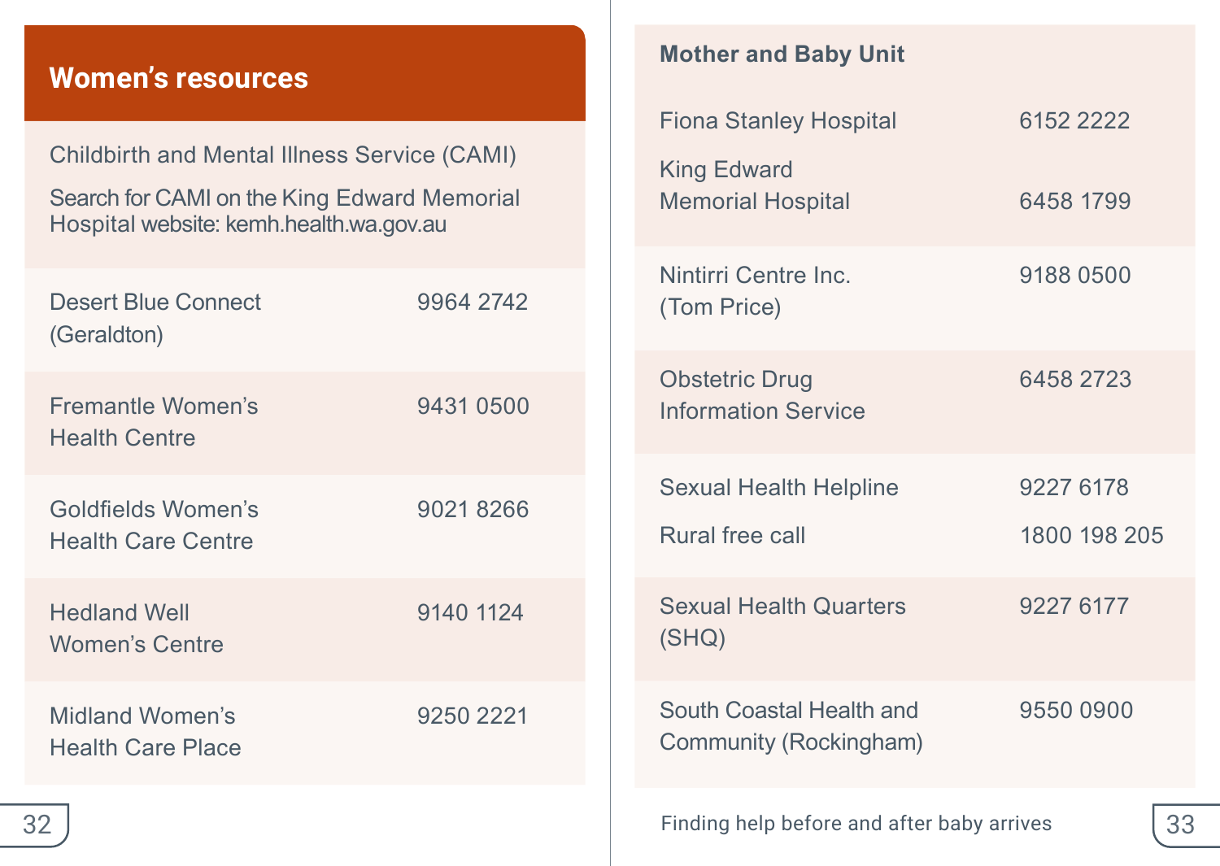## Women's resources

Childbirth and Mental Illness Service (CAMI)

Search for CAMI on the King Edward Memorial Hospital website: kemh.health.wa.gov.au

| | |
|---|---|
| Desert Blue Connect (Geraldton) | 9964 2742 |
| Fremantle Women's Health Centre | 9431 0500 |
| Goldfields Women's Health Care Centre | 9021 8266 |
| Hedland Well Women's Centre | 9140 1124 |
| Midland Women's Health Care Place | 9250 2221 |

**Mother and Baby Unit**

| | |
|---|---|
| Fiona Stanley Hospital | 6152 2222 |
| King Edward Memorial Hospital | 6458 1799 |
| Nintirri Centre Inc. (Tom Price) | 9188 0500 |
| Obstetric Drug Information Service | 6458 2723 |
| Sexual Health Helpline | 9227 6178 |
| Rural free call | 1800 198 205 |
| Sexual Health Quarters (SHQ) | 9227 6177 |
| South Coastal Health and Community (Rockingham) | 9550 0900 |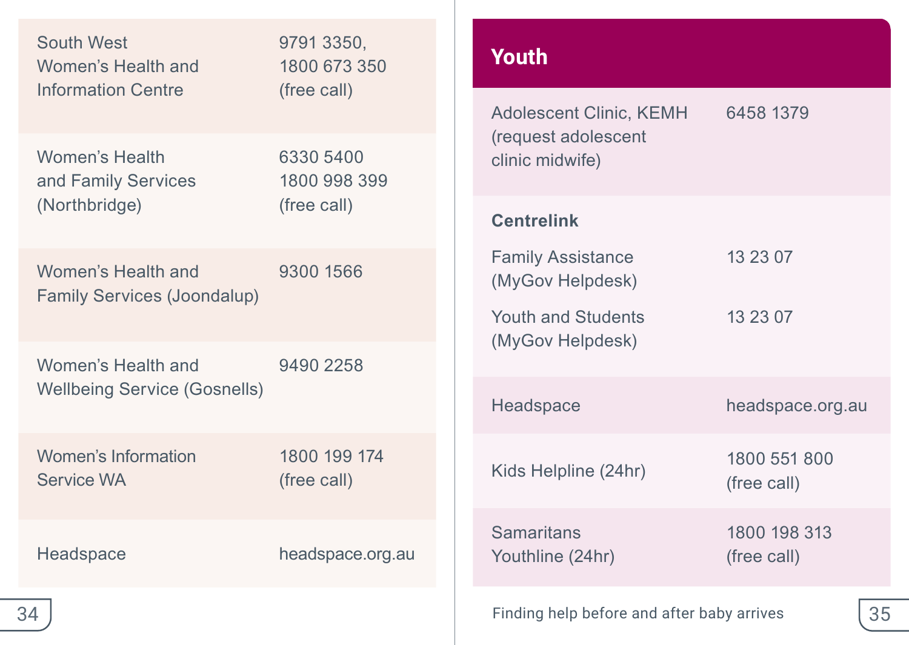| | |
|---|---|
| South West Women's Health and Information Centre | 9791 3350, 1800 673 350 (free call) |
| Women's Health and Family Services (Northbridge) | 6330 5400 1800 998 399 (free call) |
| Women's Health and Family Services (Joondalup) | 9300 1566 |
| Women's Health and Wellbeing Service (Gosnells) | 9490 2258 |
| Women's Information Service WA | 1800 199 174 (free call) |
| Headspace | headspace.org.au |

## Youth

| | |
|---|---|
| Adolescent Clinic, KEMH (request adolescent clinic midwife) | 6458 1379 |
| **Centrelink** | |
| Family Assistance (MyGov Helpdesk) | 13 23 07 |
| Youth and Students (MyGov Helpdesk) | 13 23 07 |
| Headspace | headspace.org.au |
| Kids Helpline (24hr) | 1800 551 800 (free call) |
| Samaritans Youthline (24hr) | 1800 198 313 (free call) |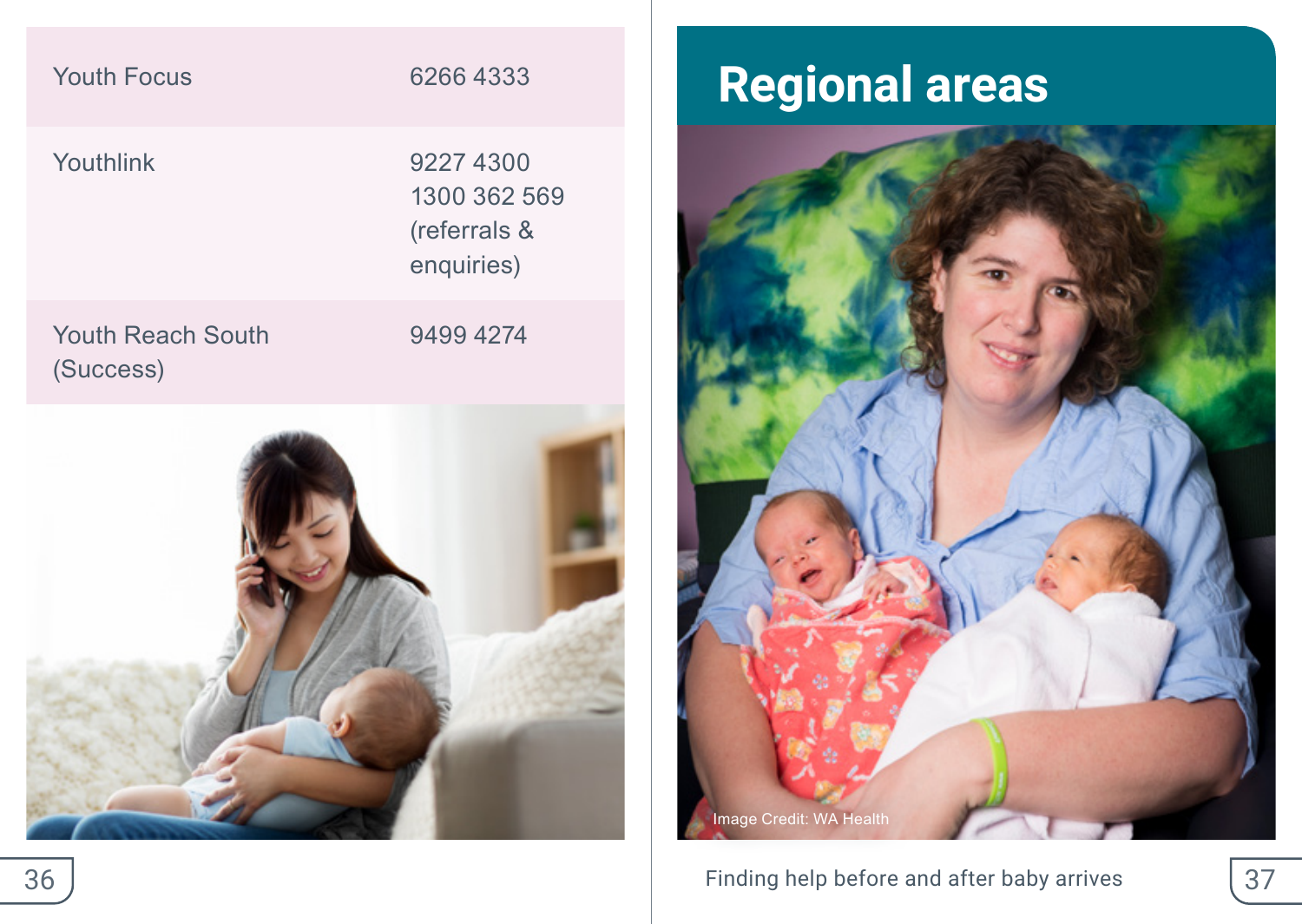| | |
|---|---|
| Youth Focus | 6266 4333 |
| Youthlink | 9227 4300<br>1300 362 569 (referrals & enquiries) |
| Youth Reach South (Success) | 9499 4274 |

# Regional areas

Image Credit: WA Health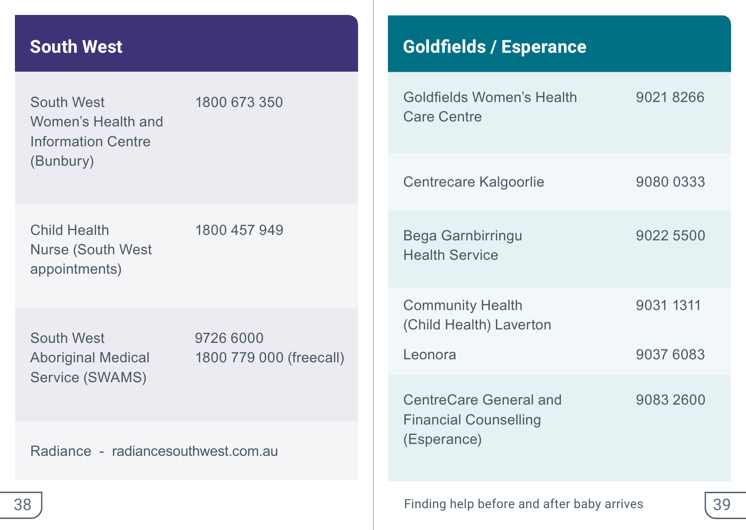## South West

| | |
|---|---|
| South West Women's Health and Information Centre (Bunbury) | 1800 673 350 |
| Child Health Nurse (South West appointments) | 1800 457 949 |
| South West Aboriginal Medical Service (SWAMS) | 9726 6000<br>1800 779 000 (freecall) |
| Radiance - radiancesouthwest.com.au | |

## Goldfields / Esperance

| | |
|---|---|
| Goldfields Women's Health Care Centre | 9021 8266 |
| Centrecare Kalgoorlie | 9080 0333 |
| Bega Garnbirringu Health Service | 9022 5500 |
| Community Health (Child Health) Laverton | 9031 1311 |
| Leonora | 9037 6083 |
| CentreCare General and Financial Counselling (Esperance) | 9083 2600 |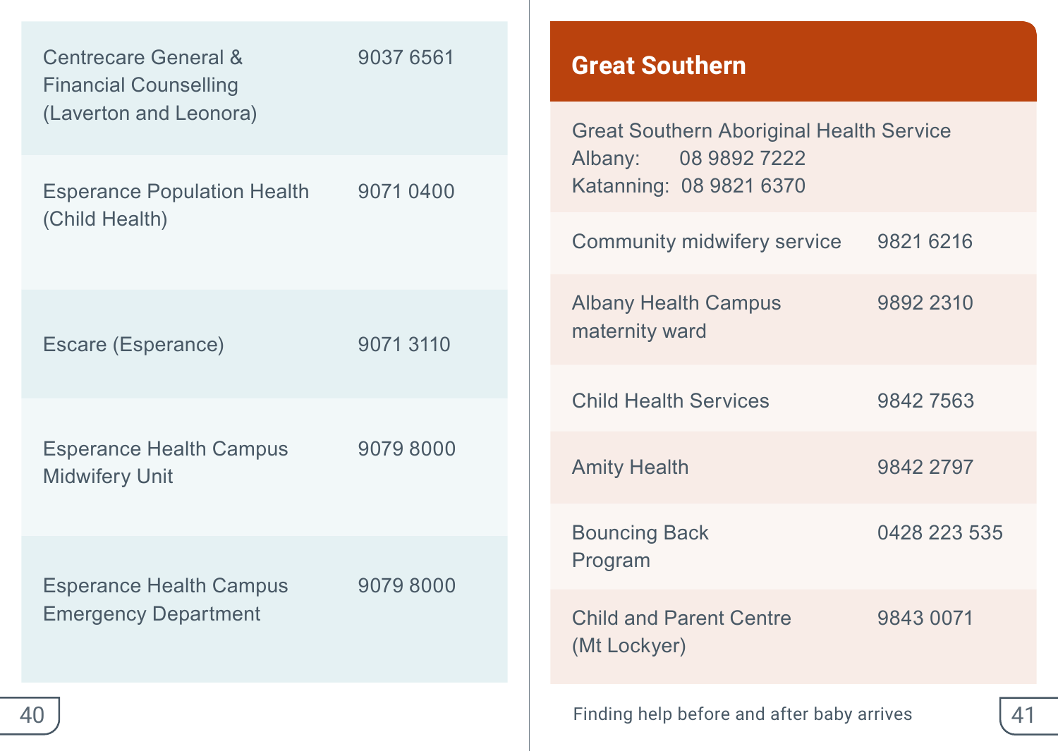| | |
|---|---|
| Centrecare General & Financial Counselling (Laverton and Leonora) | 9037 6561 |
| Esperance Population Health (Child Health) | 9071 0400 |
| Escare (Esperance) | 9071 3110 |
| Esperance Health Campus Midwifery Unit | 9079 8000 |
| Esperance Health Campus Emergency Department | 9079 8000 |

## Great Southern

Great Southern Aboriginal Health Service
Albany: 08 9892 7222
Katanning: 08 9821 6370

| | |
|---|---|
| Community midwifery service | 9821 6216 |
| Albany Health Campus maternity ward | 9892 2310 |
| Child Health Services | 9842 7563 |
| Amity Health | 9842 2797 |
| Bouncing Back Program | 0428 223 535 |
| Child and Parent Centre (Mt Lockyer) | 9843 0071 |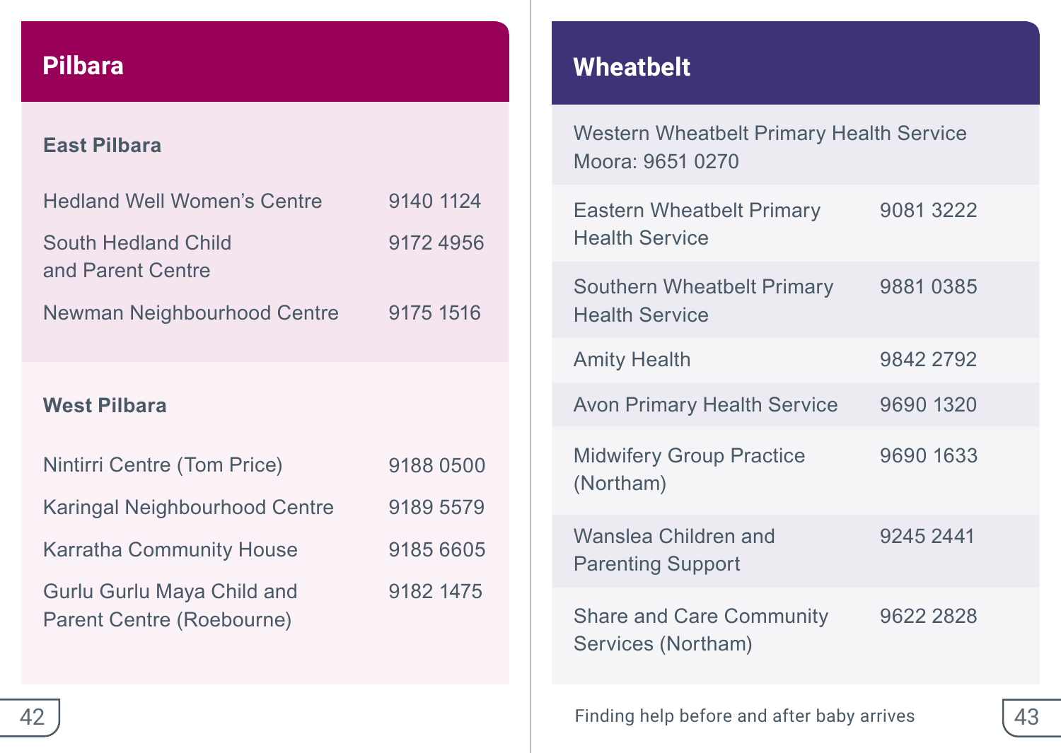## Pilbara

### East Pilbara

| | |
|---|---|
| Hedland Well Women's Centre | 9140 1124 |
| South Hedland Child and Parent Centre | 9172 4956 |
| Newman Neighbourhood Centre | 9175 1516 |

### West Pilbara

| | |
|---|---|
| Nintirri Centre (Tom Price) | 9188 0500 |
| Karingal Neighbourhood Centre | 9189 5579 |
| Karratha Community House | 9185 6605 |
| Gurlu Gurlu Maya Child and Parent Centre (Roebourne) | 9182 1475 |

## Wheatbelt

Western Wheatbelt Primary Health Service Moora: 9651 0270

| | |
|---|---|
| Eastern Wheatbelt Primary Health Service | 9081 3222 |
| Southern Wheatbelt Primary Health Service | 9881 0385 |
| Amity Health | 9842 2792 |
| Avon Primary Health Service | 9690 1320 |
| Midwifery Group Practice (Northam) | 9690 1633 |
| Wanslea Children and Parenting Support | 9245 2441 |
| Share and Care Community Services (Northam) | 9622 2828 |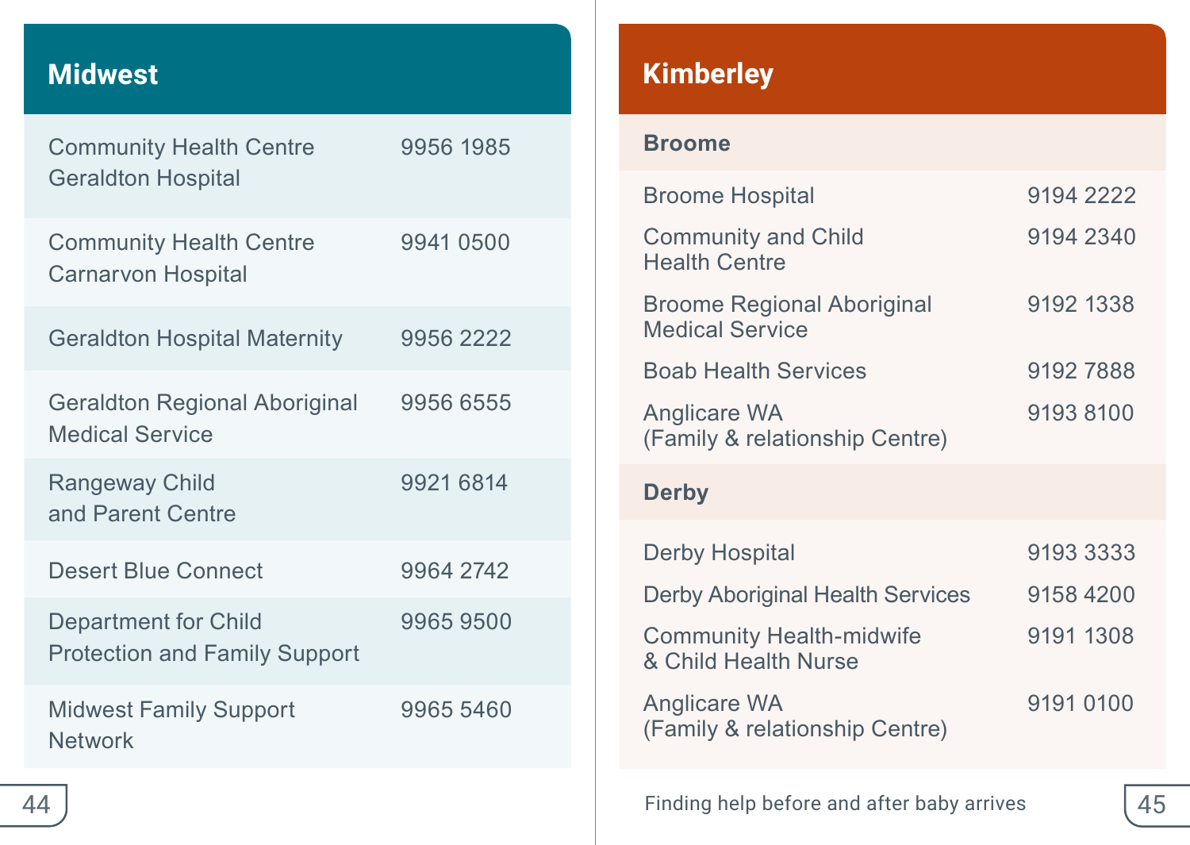## Midwest

| Service | Phone |
|---|---|
| Community Health Centre Geraldton Hospital | 9956 1985 |
| Community Health Centre Carnarvon Hospital | 9941 0500 |
| Geraldton Hospital Maternity | 9956 2222 |
| Geraldton Regional Aboriginal Medical Service | 9956 6555 |
| Rangeway Child and Parent Centre | 9921 6814 |
| Desert Blue Connect | 9964 2742 |
| Department for Child Protection and Family Support | 9965 9500 |
| Midwest Family Support Network | 9965 5460 |

## Kimberley

### Broome

| Service | Phone |
|---|---|
| Broome Hospital | 9194 2222 |
| Community and Child Health Centre | 9194 2340 |
| Broome Regional Aboriginal Medical Service | 9192 1338 |
| Boab Health Services | 9192 7888 |
| Anglicare WA (Family & relationship Centre) | 9193 8100 |

### Derby

| Service | Phone |
|---|---|
| Derby Hospital | 9193 3333 |
| Derby Aboriginal Health Services | 9158 4200 |
| Community Health-midwife & Child Health Nurse | 9191 1308 |
| Anglicare WA (Family & relationship Centre) | 9191 0100 |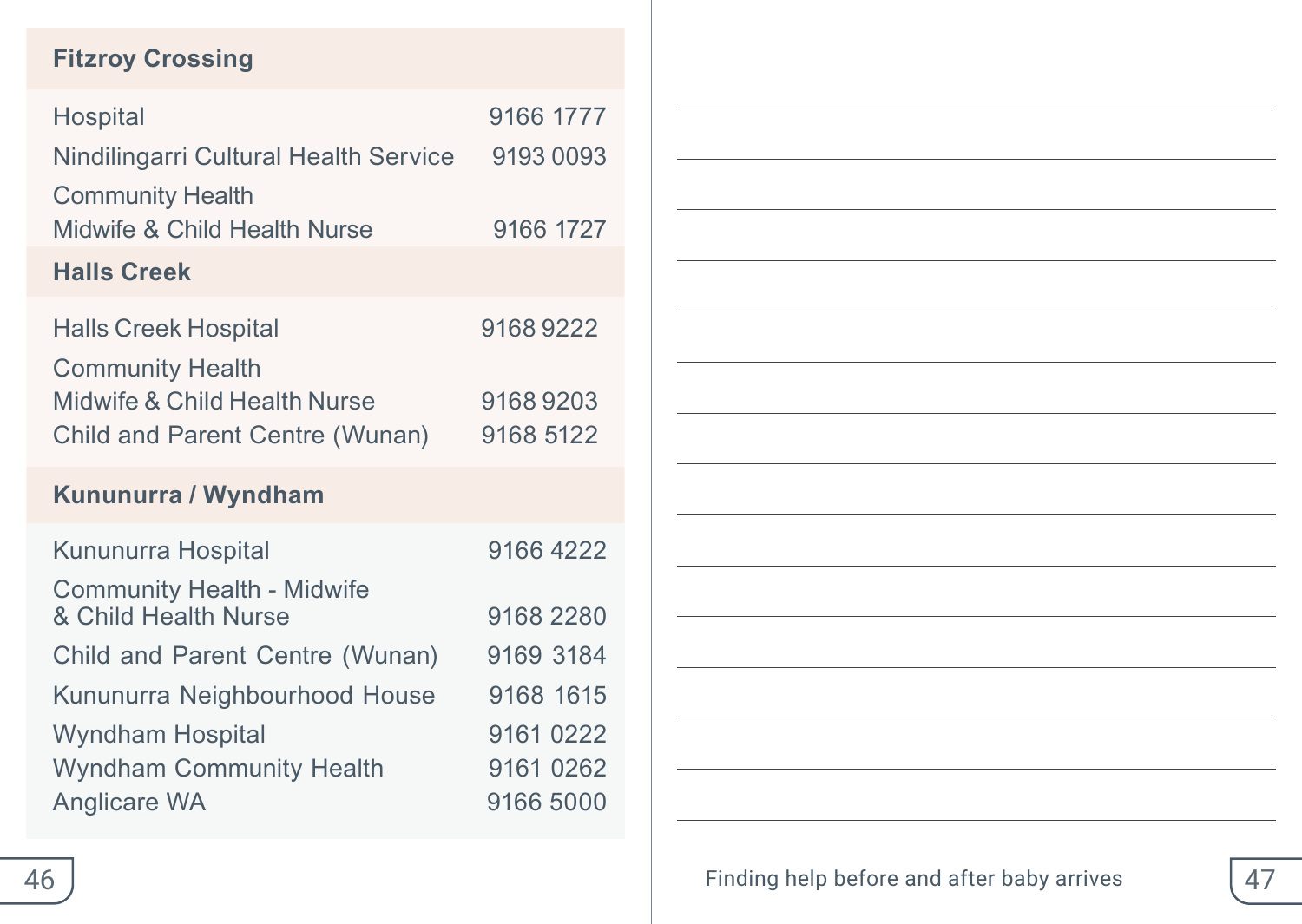## Fitzroy Crossing

| | |
|---|---|
| Hospital | 9166 1777 |
| Nindilingarri Cultural Health Service | 9193 0093 |
| Community Health Midwife & Child Health Nurse | 9166 1727 |

## Halls Creek

| | |
|---|---|
| Halls Creek Hospital | 9168 9222 |
| Community Health Midwife & Child Health Nurse | 9168 9203 |
| Child and Parent Centre (Wunan) | 9168 5122 |

## Kununurra / Wyndham

| | |
|---|---|
| Kununurra Hospital | 9166 4222 |
| Community Health - Midwife & Child Health Nurse | 9168 2280 |
| Child and Parent Centre (Wunan) | 9169 3184 |
| Kununurra Neighbourhood House | 9168 1615 |
| Wyndham Hospital | 9161 0222 |
| Wyndham Community Health | 9161 0262 |
| Anglicare WA | 9166 5000 |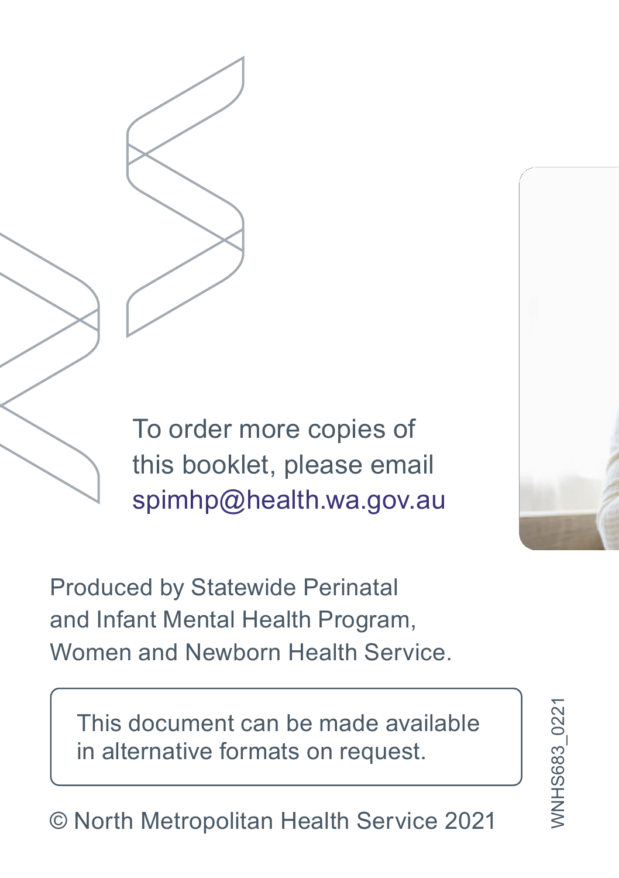To order more copies of this booklet, please email spimhp@health.wa.gov.au

Produced by Statewide Perinatal and Infant Mental Health Program, Women and Newborn Health Service.

This document can be made available in alternative formats on request.

© North Metropolitan Health Service 2021

WNHS683_0221